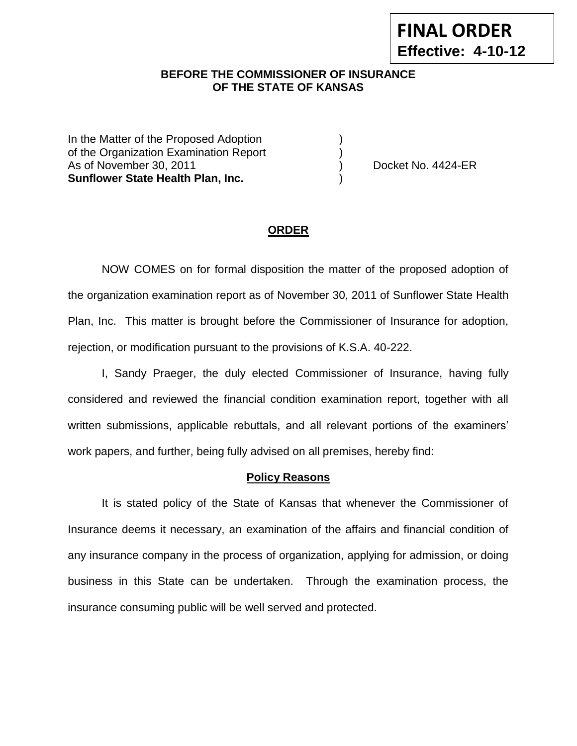**FINAL ORDER**
**Effective: 4-10-12**

**BEFORE THE COMMISSIONER OF INSURANCE**
**OF THE STATE OF KANSAS**

In the Matter of the Proposed Adoption )
of the Organization Examination Report )
As of November 30, 2011 ) Docket No. 4424-ER
**Sunflower State Health Plan, Inc.** )

## **ORDER**

NOW COMES on for formal disposition the matter of the proposed adoption of the organization examination report as of November 30, 2011 of Sunflower State Health Plan, Inc. This matter is brought before the Commissioner of Insurance for adoption, rejection, or modification pursuant to the provisions of K.S.A. 40-222.

I, Sandy Praeger, the duly elected Commissioner of Insurance, having fully considered and reviewed the financial condition examination report, together with all written submissions, applicable rebuttals, and all relevant portions of the examiners' work papers, and further, being fully advised on all premises, hereby find:

### **Policy Reasons**

It is stated policy of the State of Kansas that whenever the Commissioner of Insurance deems it necessary, an examination of the affairs and financial condition of any insurance company in the process of organization, applying for admission, or doing business in this State can be undertaken. Through the examination process, the insurance consuming public will be well served and protected.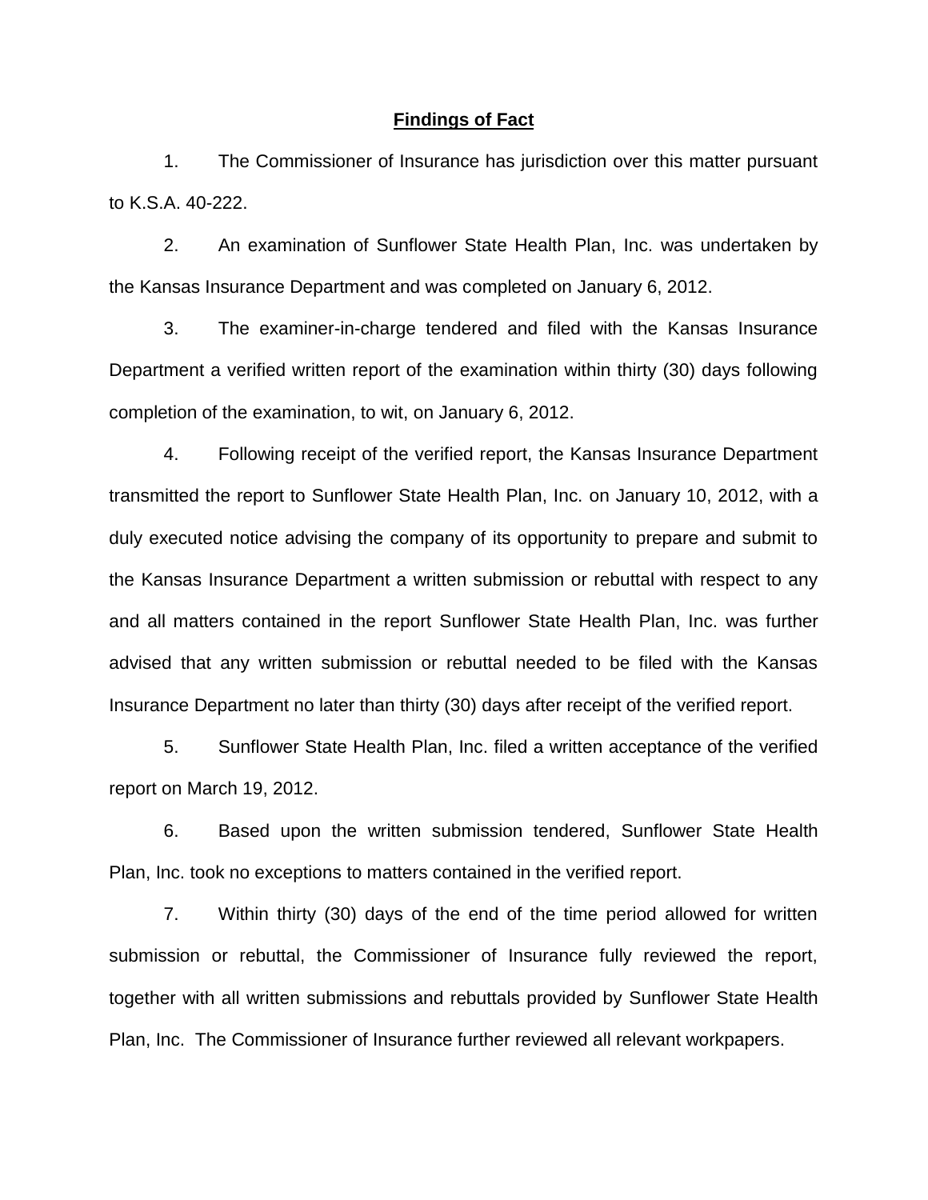## Findings of Fact

1. The Commissioner of Insurance has jurisdiction over this matter pursuant to K.S.A. 40-222.

2. An examination of Sunflower State Health Plan, Inc. was undertaken by the Kansas Insurance Department and was completed on January 6, 2012.

3. The examiner-in-charge tendered and filed with the Kansas Insurance Department a verified written report of the examination within thirty (30) days following completion of the examination, to wit, on January 6, 2012.

4. Following receipt of the verified report, the Kansas Insurance Department transmitted the report to Sunflower State Health Plan, Inc. on January 10, 2012, with a duly executed notice advising the company of its opportunity to prepare and submit to the Kansas Insurance Department a written submission or rebuttal with respect to any and all matters contained in the report Sunflower State Health Plan, Inc. was further advised that any written submission or rebuttal needed to be filed with the Kansas Insurance Department no later than thirty (30) days after receipt of the verified report.

5. Sunflower State Health Plan, Inc. filed a written acceptance of the verified report on March 19, 2012.

6. Based upon the written submission tendered, Sunflower State Health Plan, Inc. took no exceptions to matters contained in the verified report.

7. Within thirty (30) days of the end of the time period allowed for written submission or rebuttal, the Commissioner of Insurance fully reviewed the report, together with all written submissions and rebuttals provided by Sunflower State Health Plan, Inc. The Commissioner of Insurance further reviewed all relevant workpapers.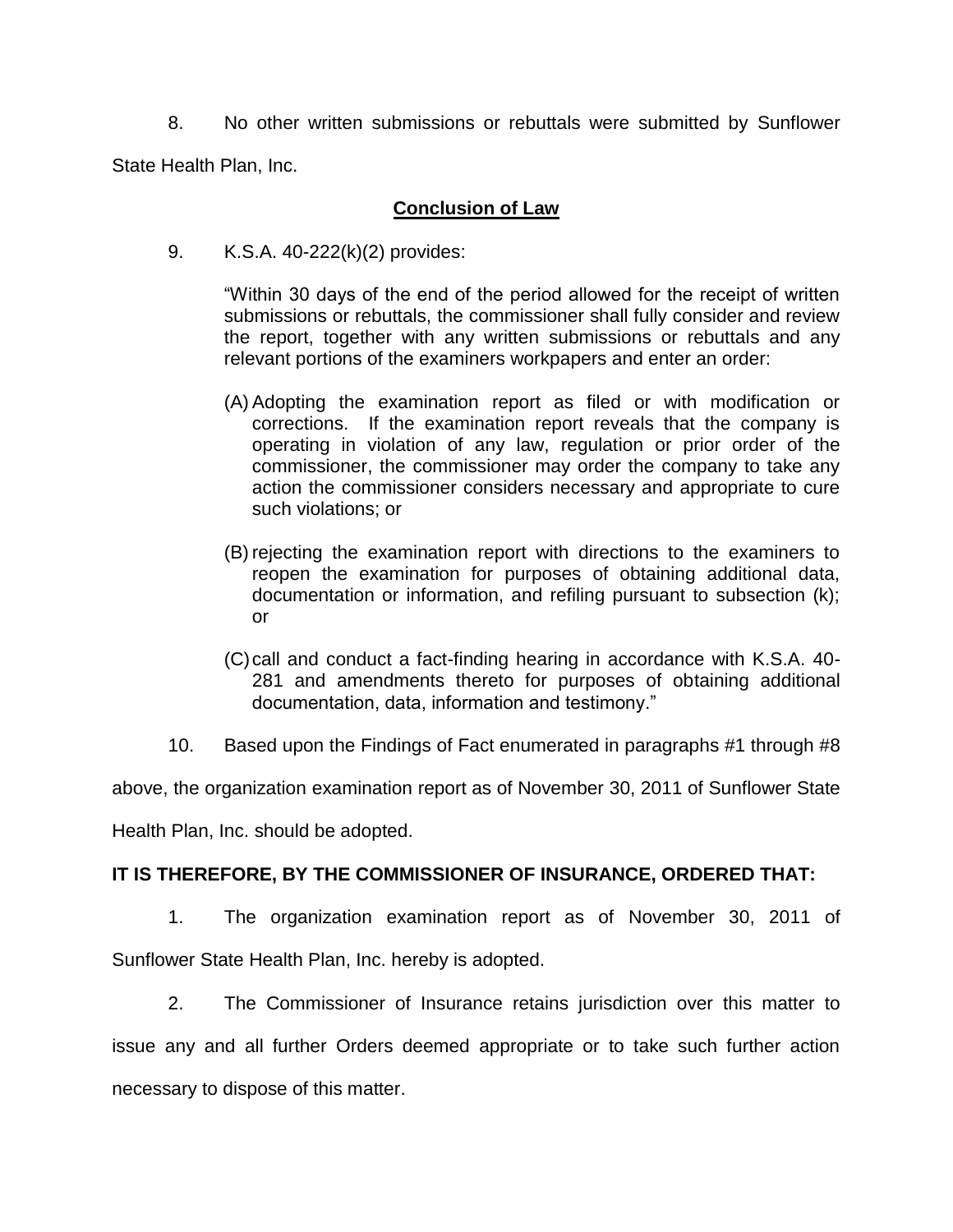8. No other written submissions or rebuttals were submitted by Sunflower State Health Plan, Inc.

**Conclusion of Law**

9. K.S.A. 40-222(k)(2) provides:

> "Within 30 days of the end of the period allowed for the receipt of written submissions or rebuttals, the commissioner shall fully consider and review the report, together with any written submissions or rebuttals and any relevant portions of the examiners workpapers and enter an order:
>
> (A) Adopting the examination report as filed or with modification or corrections. If the examination report reveals that the company is operating in violation of any law, regulation or prior order of the commissioner, the commissioner may order the company to take any action the commissioner considers necessary and appropriate to cure such violations; or
>
> (B) rejecting the examination report with directions to the examiners to reopen the examination for purposes of obtaining additional data, documentation or information, and refiling pursuant to subsection (k); or
>
> (C) call and conduct a fact-finding hearing in accordance with K.S.A. 40-281 and amendments thereto for purposes of obtaining additional documentation, data, information and testimony."

10. Based upon the Findings of Fact enumerated in paragraphs #1 through #8 above, the organization examination report as of November 30, 2011 of Sunflower State Health Plan, Inc. should be adopted.

**IT IS THEREFORE, BY THE COMMISSIONER OF INSURANCE, ORDERED THAT:**

1. The organization examination report as of November 30, 2011 of Sunflower State Health Plan, Inc. hereby is adopted.

2. The Commissioner of Insurance retains jurisdiction over this matter to issue any and all further Orders deemed appropriate or to take such further action necessary to dispose of this matter.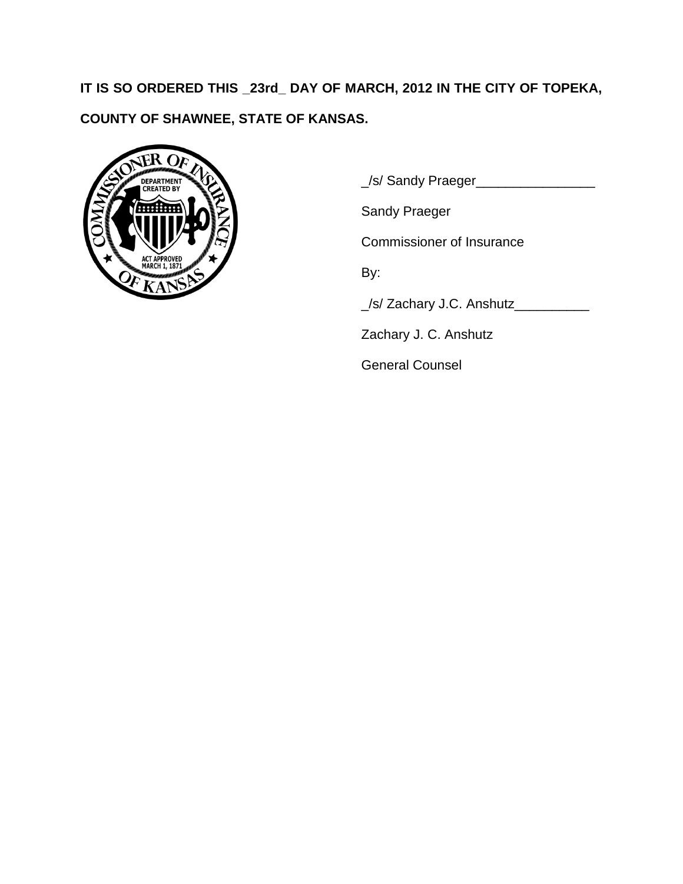**IT IS SO ORDERED THIS _23rd_ DAY OF MARCH, 2012 IN THE CITY OF TOPEKA, COUNTY OF SHAWNEE, STATE OF KANSAS.**

_/s/ Sandy Praeger________________

Sandy Praeger

Commissioner of Insurance

By:

_/s/ Zachary J.C. Anshutz__________

Zachary J. C. Anshutz

General Counsel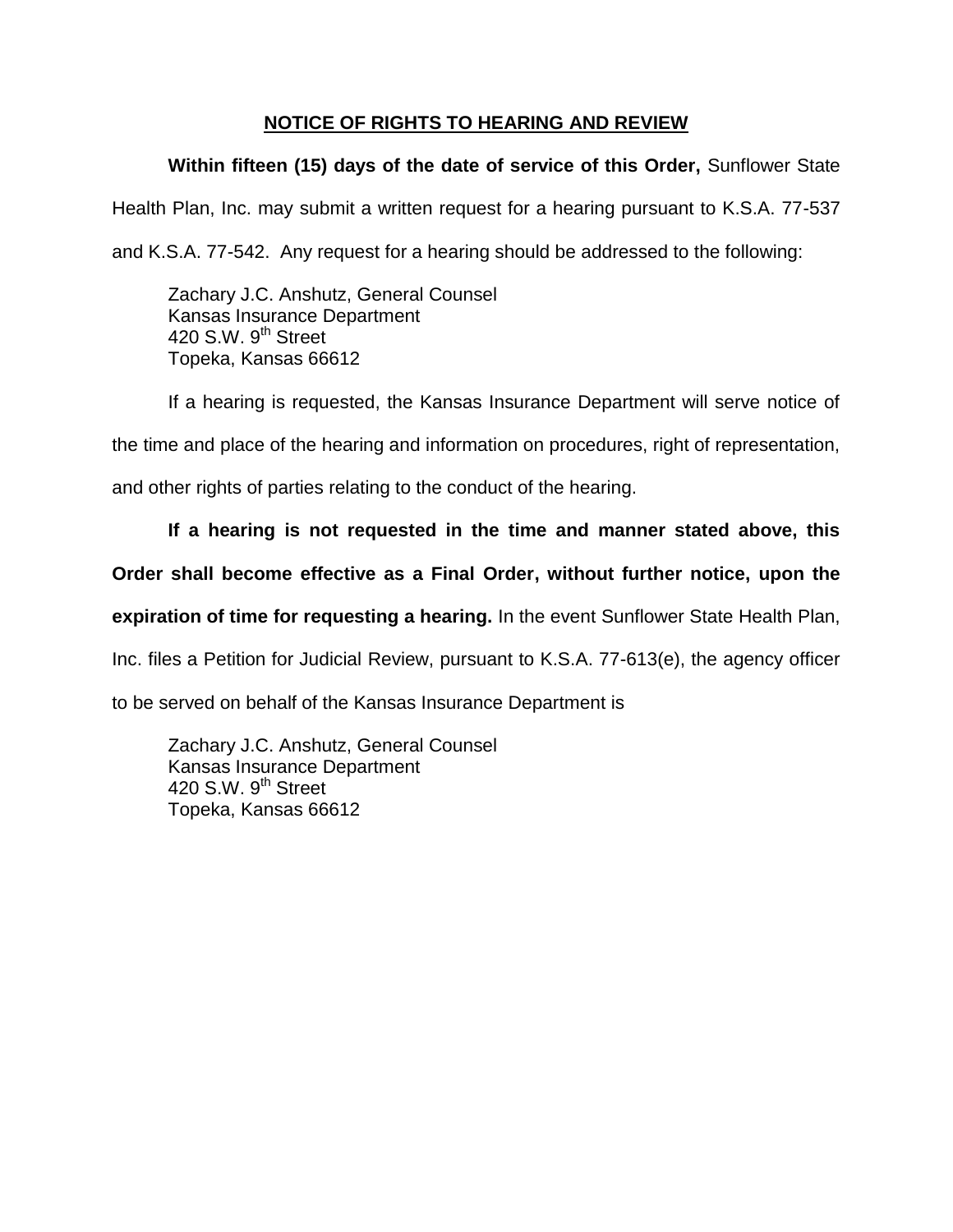## NOTICE OF RIGHTS TO HEARING AND REVIEW

**Within fifteen (15) days of the date of service of this Order,** Sunflower State Health Plan, Inc. may submit a written request for a hearing pursuant to K.S.A. 77-537 and K.S.A. 77-542. Any request for a hearing should be addressed to the following:

Zachary J.C. Anshutz, General Counsel
Kansas Insurance Department
420 S.W. 9th Street
Topeka, Kansas 66612

If a hearing is requested, the Kansas Insurance Department will serve notice of the time and place of the hearing and information on procedures, right of representation, and other rights of parties relating to the conduct of the hearing.

**If a hearing is not requested in the time and manner stated above, this Order shall become effective as a Final Order, without further notice, upon the expiration of time for requesting a hearing.** In the event Sunflower State Health Plan, Inc. files a Petition for Judicial Review, pursuant to K.S.A. 77-613(e), the agency officer to be served on behalf of the Kansas Insurance Department is

Zachary J.C. Anshutz, General Counsel
Kansas Insurance Department
420 S.W. 9th Street
Topeka, Kansas 66612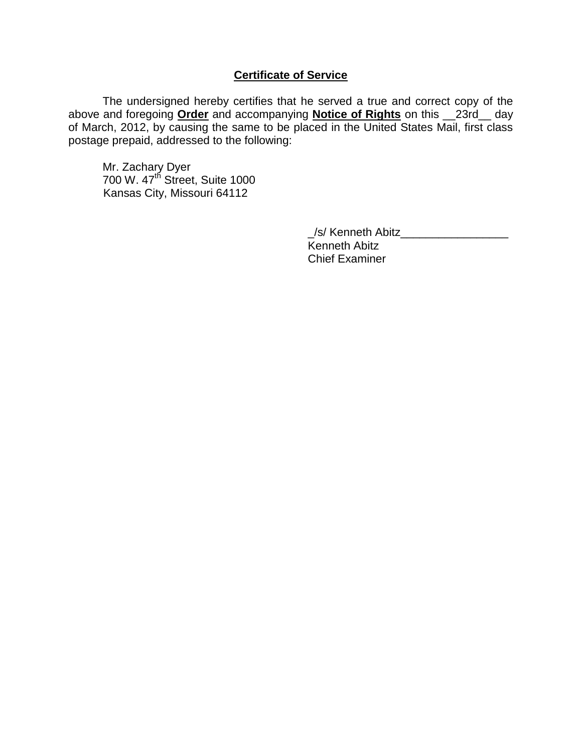## Certificate of Service

The undersigned hereby certifies that he served a true and correct copy of the above and foregoing **Order** and accompanying **Notice of Rights** on this __23rd__ day of March, 2012, by causing the same to be placed in the United States Mail, first class postage prepaid, addressed to the following:

Mr. Zachary Dyer
700 W. 47th Street, Suite 1000
Kansas City, Missouri 64112

_/s/ Kenneth Abitz_________________
Kenneth Abitz
Chief Examiner